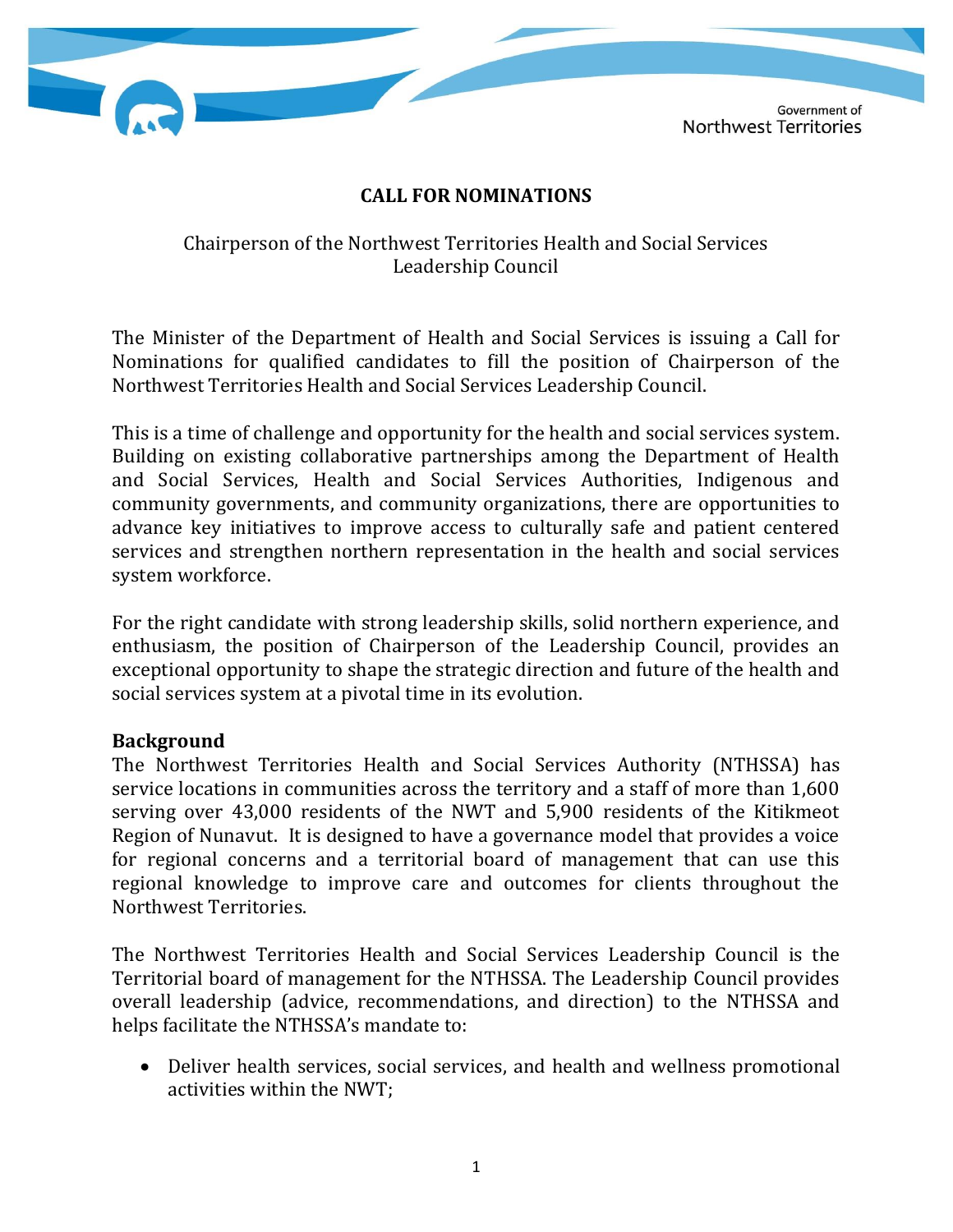Government of
Northwest Territories

# CALL FOR NOMINATIONS

Chairperson of the Northwest Territories Health and Social Services Leadership Council

The Minister of the Department of Health and Social Services is issuing a Call for Nominations for qualified candidates to fill the position of Chairperson of the Northwest Territories Health and Social Services Leadership Council.

This is a time of challenge and opportunity for the health and social services system. Building on existing collaborative partnerships among the Department of Health and Social Services, Health and Social Services Authorities, Indigenous and community governments, and community organizations, there are opportunities to advance key initiatives to improve access to culturally safe and patient centered services and strengthen northern representation in the health and social services system workforce.

For the right candidate with strong leadership skills, solid northern experience, and enthusiasm, the position of Chairperson of the Leadership Council, provides an exceptional opportunity to shape the strategic direction and future of the health and social services system at a pivotal time in its evolution.

## Background

The Northwest Territories Health and Social Services Authority (NTHSSA) has service locations in communities across the territory and a staff of more than 1,600 serving over 43,000 residents of the NWT and 5,900 residents of the Kitikmeot Region of Nunavut. It is designed to have a governance model that provides a voice for regional concerns and a territorial board of management that can use this regional knowledge to improve care and outcomes for clients throughout the Northwest Territories.

The Northwest Territories Health and Social Services Leadership Council is the Territorial board of management for the NTHSSA. The Leadership Council provides overall leadership (advice, recommendations, and direction) to the NTHSSA and helps facilitate the NTHSSA's mandate to:

- Deliver health services, social services, and health and wellness promotional activities within the NWT;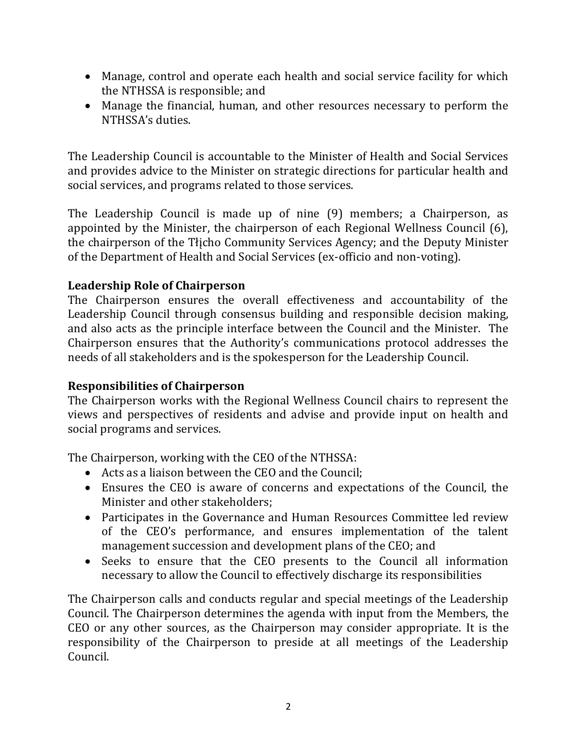- Manage, control and operate each health and social service facility for which the NTHSSA is responsible; and
- Manage the financial, human, and other resources necessary to perform the NTHSSA's duties.

The Leadership Council is accountable to the Minister of Health and Social Services and provides advice to the Minister on strategic directions for particular health and social services, and programs related to those services.

The Leadership Council is made up of nine (9) members; a Chairperson, as appointed by the Minister, the chairperson of each Regional Wellness Council (6), the chairperson of the Tłįcho Community Services Agency; and the Deputy Minister of the Department of Health and Social Services (ex-officio and non-voting).

**Leadership Role of Chairperson**

The Chairperson ensures the overall effectiveness and accountability of the Leadership Council through consensus building and responsible decision making, and also acts as the principle interface between the Council and the Minister. The Chairperson ensures that the Authority's communications protocol addresses the needs of all stakeholders and is the spokesperson for the Leadership Council.

**Responsibilities of Chairperson**

The Chairperson works with the Regional Wellness Council chairs to represent the views and perspectives of residents and advise and provide input on health and social programs and services.

The Chairperson, working with the CEO of the NTHSSA:

- Acts as a liaison between the CEO and the Council;
- Ensures the CEO is aware of concerns and expectations of the Council, the Minister and other stakeholders;
- Participates in the Governance and Human Resources Committee led review of the CEO's performance, and ensures implementation of the talent management succession and development plans of the CEO; and
- Seeks to ensure that the CEO presents to the Council all information necessary to allow the Council to effectively discharge its responsibilities

The Chairperson calls and conducts regular and special meetings of the Leadership Council. The Chairperson determines the agenda with input from the Members, the CEO or any other sources, as the Chairperson may consider appropriate. It is the responsibility of the Chairperson to preside at all meetings of the Leadership Council.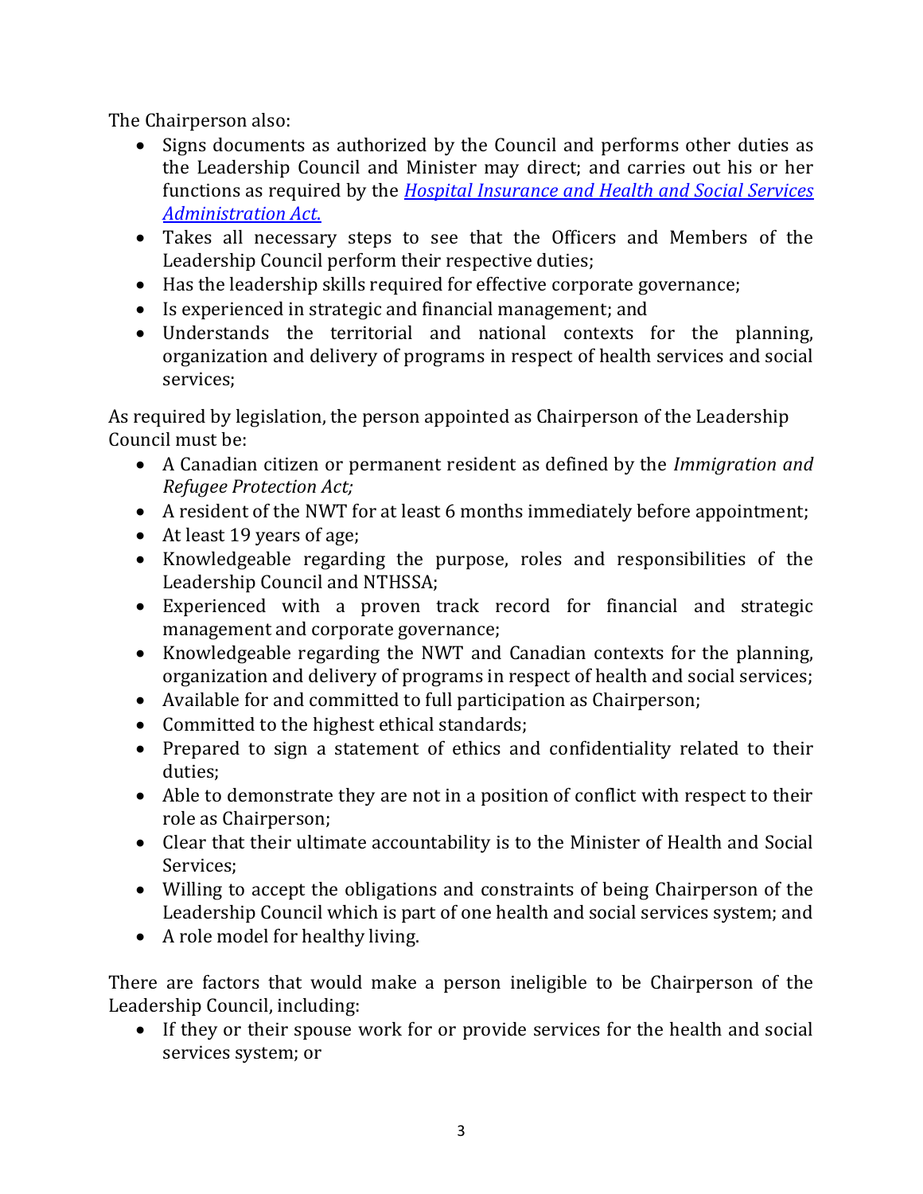The Chairperson also:

- Signs documents as authorized by the Council and performs other duties as the Leadership Council and Minister may direct; and carries out his or her functions as required by the *[Hospital Insurance and Health and Social Services Administration Act.](#)*
- Takes all necessary steps to see that the Officers and Members of the Leadership Council perform their respective duties;
- Has the leadership skills required for effective corporate governance;
- Is experienced in strategic and financial management; and
- Understands the territorial and national contexts for the planning, organization and delivery of programs in respect of health services and social services;

As required by legislation, the person appointed as Chairperson of the Leadership Council must be:

- A Canadian citizen or permanent resident as defined by the *Immigration and Refugee Protection Act;*
- A resident of the NWT for at least 6 months immediately before appointment;
- At least 19 years of age;
- Knowledgeable regarding the purpose, roles and responsibilities of the Leadership Council and NTHSSA;
- Experienced with a proven track record for financial and strategic management and corporate governance;
- Knowledgeable regarding the NWT and Canadian contexts for the planning, organization and delivery of programs in respect of health and social services;
- Available for and committed to full participation as Chairperson;
- Committed to the highest ethical standards;
- Prepared to sign a statement of ethics and confidentiality related to their duties;
- Able to demonstrate they are not in a position of conflict with respect to their role as Chairperson;
- Clear that their ultimate accountability is to the Minister of Health and Social Services;
- Willing to accept the obligations and constraints of being Chairperson of the Leadership Council which is part of one health and social services system; and
- A role model for healthy living.

There are factors that would make a person ineligible to be Chairperson of the Leadership Council, including:

- If they or their spouse work for or provide services for the health and social services system; or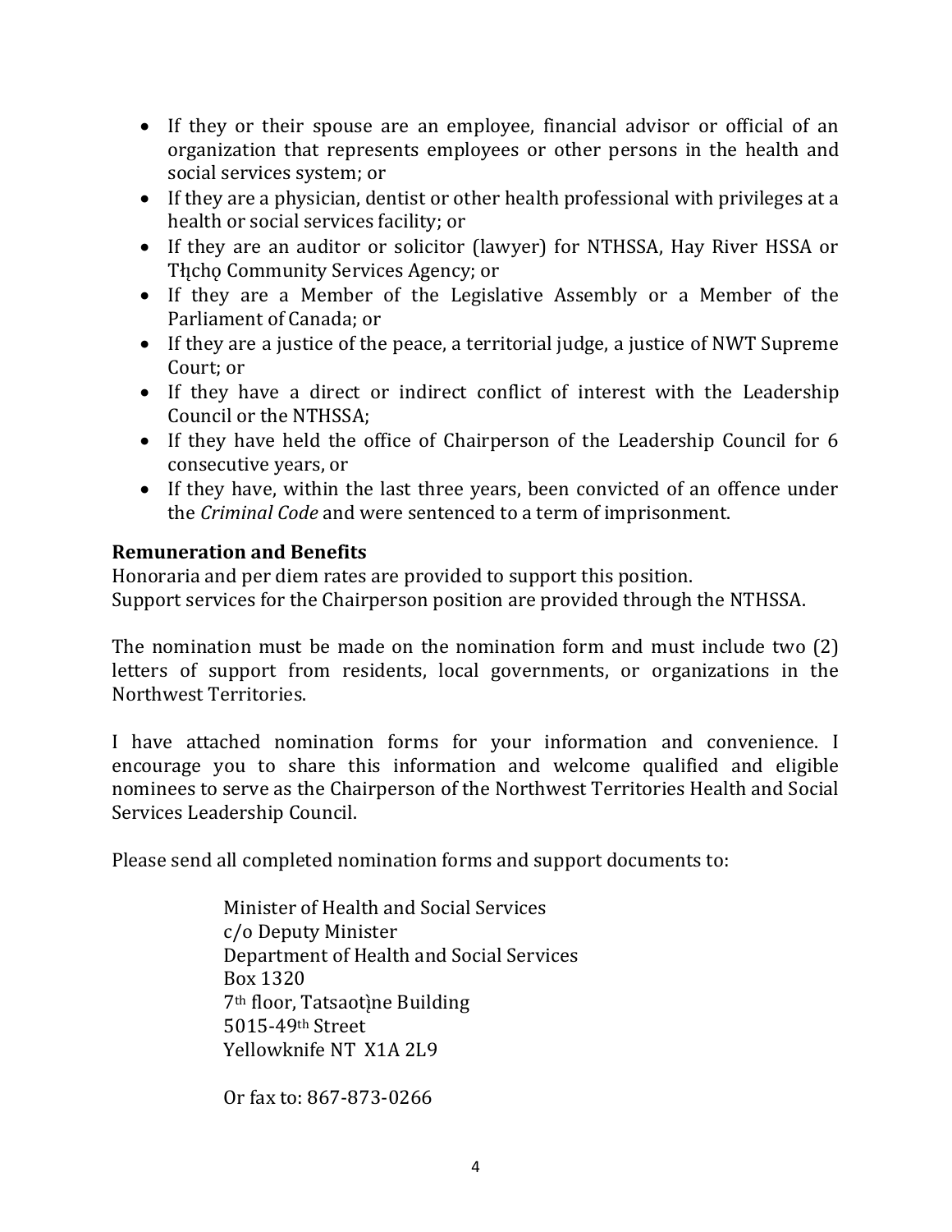- If they or their spouse are an employee, financial advisor or official of an organization that represents employees or other persons in the health and social services system; or
- If they are a physician, dentist or other health professional with privileges at a health or social services facility; or
- If they are an auditor or solicitor (lawyer) for NTHSSA, Hay River HSSA or Tłı̨chǫ Community Services Agency; or
- If they are a Member of the Legislative Assembly or a Member of the Parliament of Canada; or
- If they are a justice of the peace, a territorial judge, a justice of NWT Supreme Court; or
- If they have a direct or indirect conflict of interest with the Leadership Council or the NTHSSA;
- If they have held the office of Chairperson of the Leadership Council for 6 consecutive years, or
- If they have, within the last three years, been convicted of an offence under the *Criminal Code* and were sentenced to a term of imprisonment.

**Remuneration and Benefits**
Honoraria and per diem rates are provided to support this position.
Support services for the Chairperson position are provided through the NTHSSA.

The nomination must be made on the nomination form and must include two (2) letters of support from residents, local governments, or organizations in the Northwest Territories.

I have attached nomination forms for your information and convenience. I encourage you to share this information and welcome qualified and eligible nominees to serve as the Chairperson of the Northwest Territories Health and Social Services Leadership Council.

Please send all completed nomination forms and support documents to:

Minister of Health and Social Services
c/o Deputy Minister
Department of Health and Social Services
Box 1320
7th floor, Tatsaotı̨ne Building
5015-49th Street
Yellowknife NT X1A 2L9

Or fax to: 867-873-0266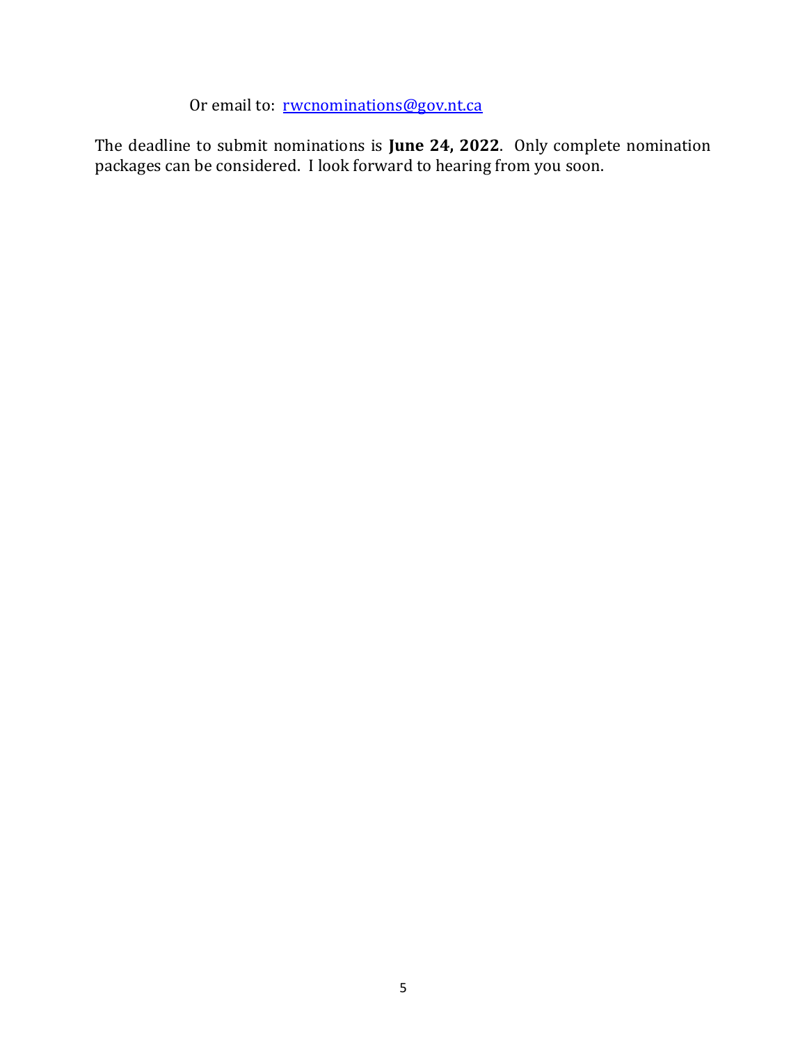Or email to: rwcnominations@gov.nt.ca

The deadline to submit nominations is **June 24, 2022**. Only complete nomination packages can be considered. I look forward to hearing from you soon.